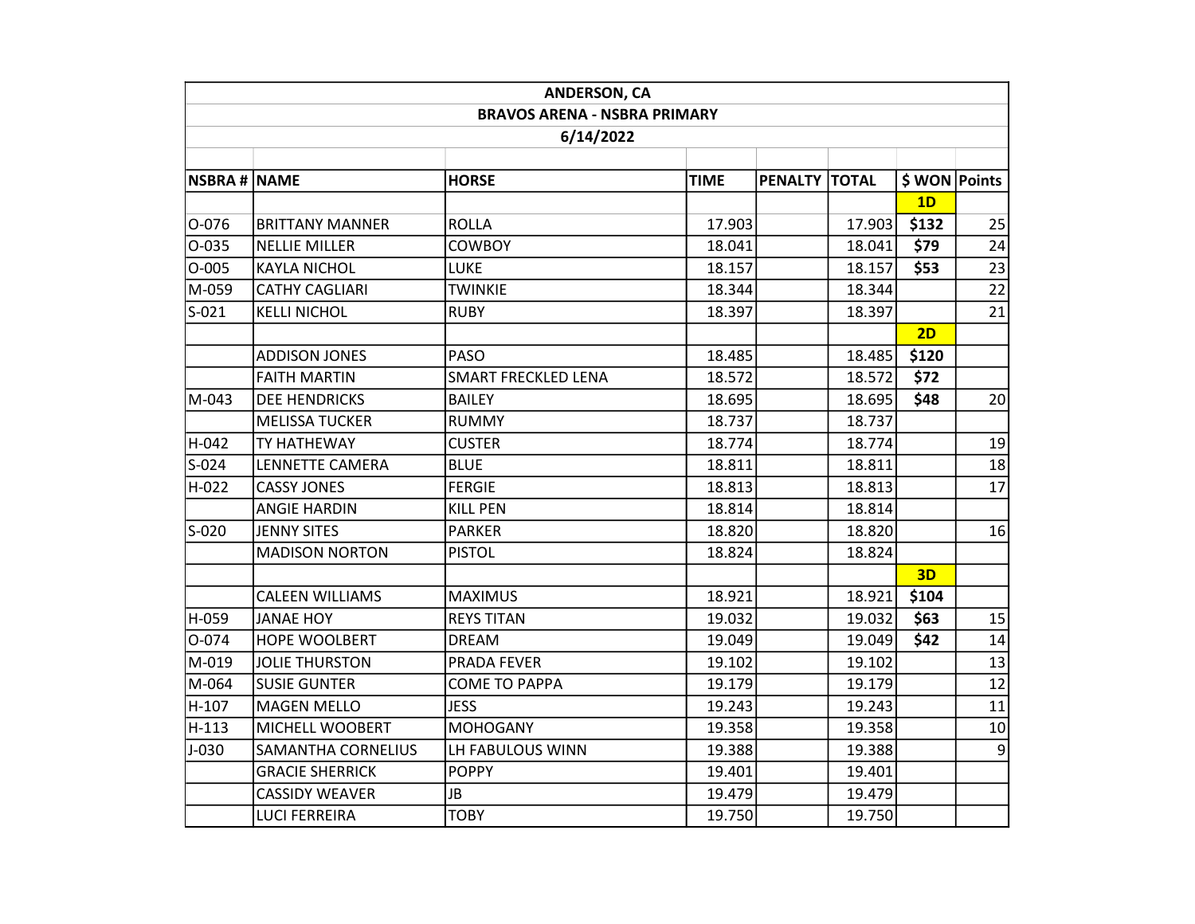# ANDERSON, CA

## BRAVOS ARENA - NSBRA PRIMARY

### 6/14/2022

| NSBRA # | NAME | HORSE | TIME | PENALTY | TOTAL | $ WON | Points |
|---|---|---|---|---|---|---|---|
| | | | | | | **1D** | |
| O-076 | BRITTANY MANNER | ROLLA | 17.903 | | 17.903 | **$132** | 25 |
| O-035 | NELLIE MILLER | COWBOY | 18.041 | | 18.041 | **$79** | 24 |
| O-005 | KAYLA NICHOL | LUKE | 18.157 | | 18.157 | **$53** | 23 |
| M-059 | CATHY CAGLIARI | TWINKIE | 18.344 | | 18.344 | | 22 |
| S-021 | KELLI NICHOL | RUBY | 18.397 | | 18.397 | | 21 |
| | | | | | | **2D** | |
| | ADDISON JONES | PASO | 18.485 | | 18.485 | **$120** | |
| | FAITH MARTIN | SMART FRECKLED LENA | 18.572 | | 18.572 | **$72** | |
| M-043 | DEE HENDRICKS | BAILEY | 18.695 | | 18.695 | **$48** | 20 |
| | MELISSA TUCKER | RUMMY | 18.737 | | 18.737 | | |
| H-042 | TY HATHEWAY | CUSTER | 18.774 | | 18.774 | | 19 |
| S-024 | LENNETTE CAMERA | BLUE | 18.811 | | 18.811 | | 18 |
| H-022 | CASSY JONES | FERGIE | 18.813 | | 18.813 | | 17 |
| | ANGIE HARDIN | KILL PEN | 18.814 | | 18.814 | | |
| S-020 | JENNY SITES | PARKER | 18.820 | | 18.820 | | 16 |
| | MADISON NORTON | PISTOL | 18.824 | | 18.824 | | |
| | | | | | | **3D** | |
| | CALEEN WILLIAMS | MAXIMUS | 18.921 | | 18.921 | **$104** | |
| H-059 | JANAE HOY | REYS TITAN | 19.032 | | 19.032 | **$63** | 15 |
| O-074 | HOPE WOOLBERT | DREAM | 19.049 | | 19.049 | **$42** | 14 |
| M-019 | JOLIE THURSTON | PRADA FEVER | 19.102 | | 19.102 | | 13 |
| M-064 | SUSIE GUNTER | COME TO PAPPA | 19.179 | | 19.179 | | 12 |
| H-107 | MAGEN MELLO | JESS | 19.243 | | 19.243 | | 11 |
| H-113 | MICHELL WOOBERT | MOHOGANY | 19.358 | | 19.358 | | 10 |
| J-030 | SAMANTHA CORNELIUS | LH FABULOUS WINN | 19.388 | | 19.388 | | 9 |
| | GRACIE SHERRICK | POPPY | 19.401 | | 19.401 | | |
| | CASSIDY WEAVER | JB | 19.479 | | 19.479 | | |
| | LUCI FERREIRA | TOBY | 19.750 | | 19.750 | | |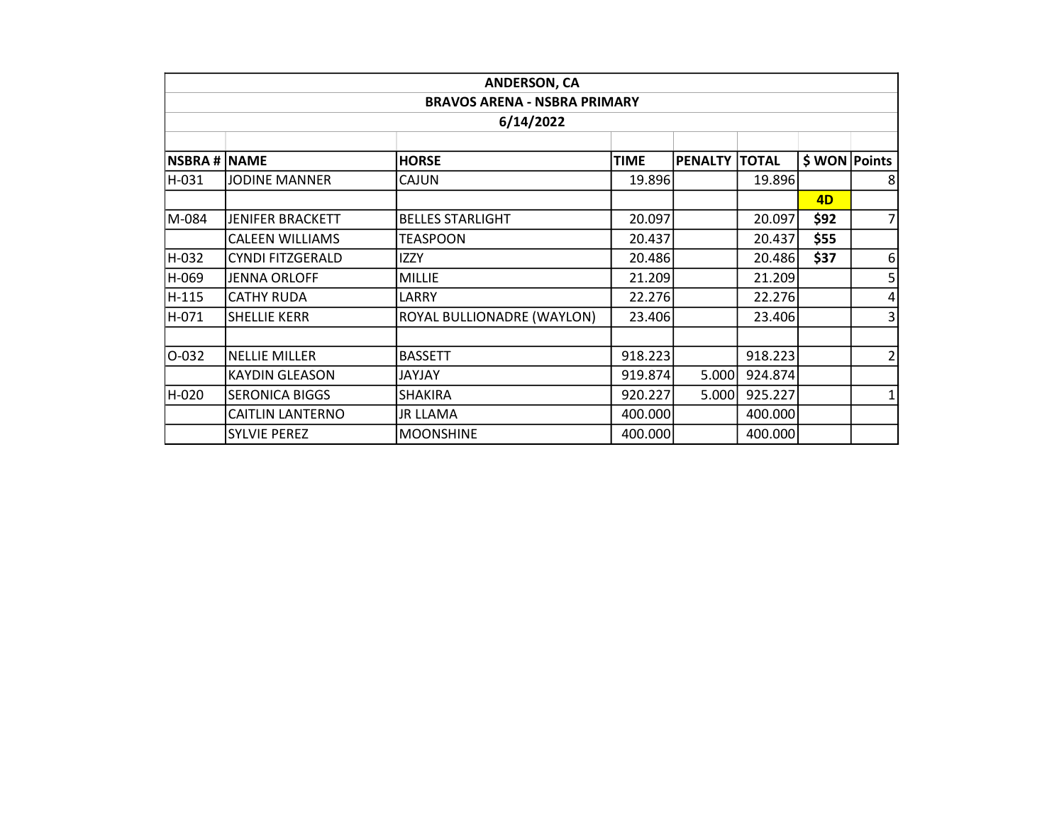| ANDERSON, CA | | | | | | | |
| --- | --- | --- | --- | --- | --- | --- | --- |
| BRAVOS ARENA - NSBRA PRIMARY | | | | | | | |
| 6/14/2022 | | | | | | | |
| | | | | | | | |
| **NSBRA #** | **NAME** | **HORSE** | **TIME** | **PENALTY** | **TOTAL** | **$ WON** | **Points** |
| H-031 | JODINE MANNER | CAJUN | 19.896 | | 19.896 | | 8 |
| | | | | | | **4D** | |
| M-084 | JENIFER BRACKETT | BELLES STARLIGHT | 20.097 | | 20.097 | **$92** | 7 |
| | CALEEN WILLIAMS | TEASPOON | 20.437 | | 20.437 | **$55** | |
| H-032 | CYNDI FITZGERALD | IZZY | 20.486 | | 20.486 | **$37** | 6 |
| H-069 | JENNA ORLOFF | MILLIE | 21.209 | | 21.209 | | 5 |
| H-115 | CATHY RUDA | LARRY | 22.276 | | 22.276 | | 4 |
| H-071 | SHELLIE KERR | ROYAL BULLIONADRE (WAYLON) | 23.406 | | 23.406 | | 3 |
| | | | | | | | |
| O-032 | NELLIE MILLER | BASSETT | 918.223 | | 918.223 | | 2 |
| | KAYDIN GLEASON | JAYJAY | 919.874 | 5.000 | 924.874 | | |
| H-020 | SERONICA BIGGS | SHAKIRA | 920.227 | 5.000 | 925.227 | | 1 |
| | CAITLIN LANTERNO | JR LLAMA | 400.000 | | 400.000 | | |
| | SYLVIE PEREZ | MOONSHINE | 400.000 | | 400.000 | | |